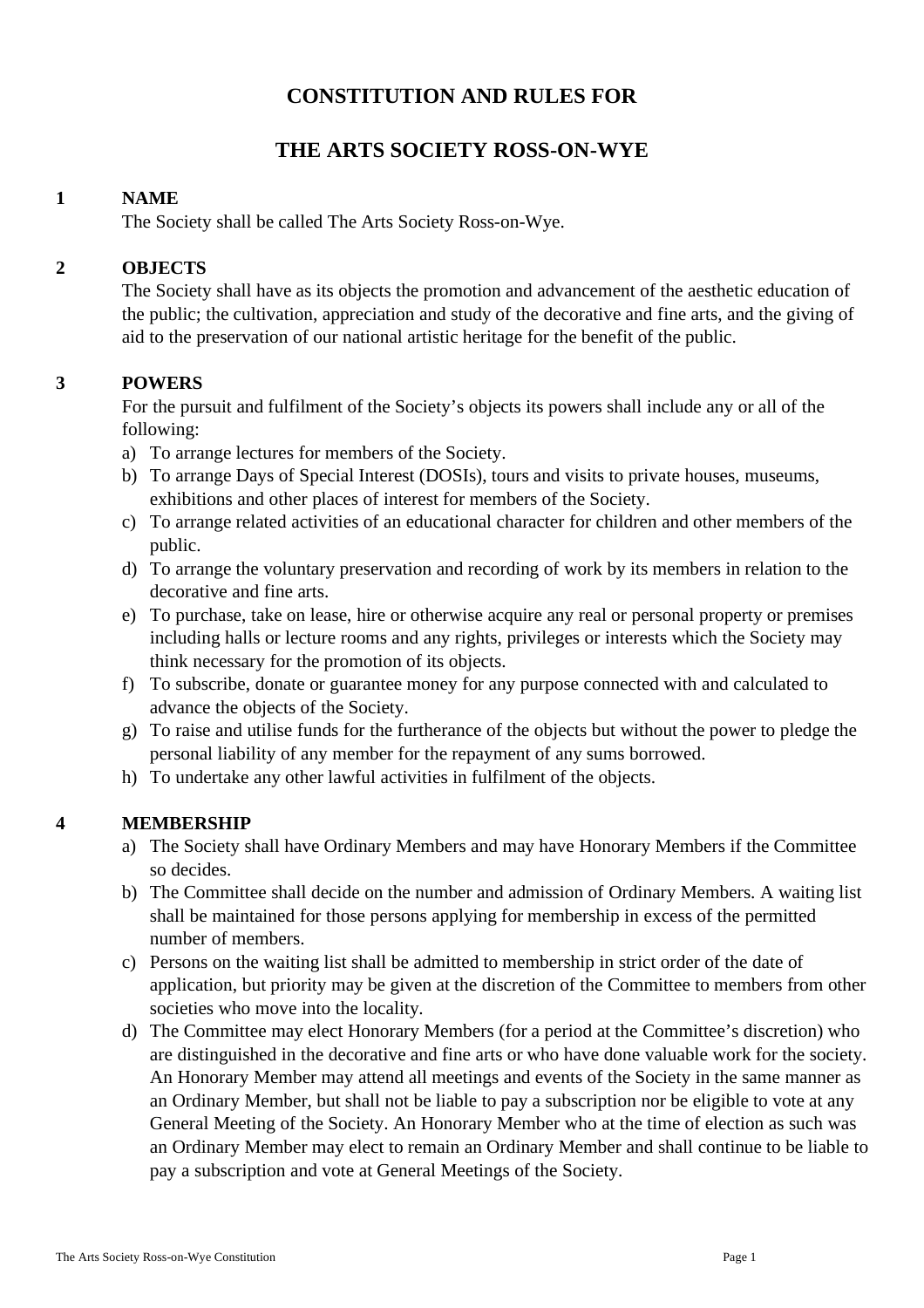# CONSTITUTION AND RULES FOR

# THE ARTS SOCIETY ROSS-ON-WYE

## 1 NAME

The Society shall be called The Arts Society Ross-on-Wye.

## 2 OBJECTS

The Society shall have as its objects the promotion and advancement of the aesthetic education of the public; the cultivation, appreciation and study of the decorative and fine arts, and the giving of aid to the preservation of our national artistic heritage for the benefit of the public.

## 3 POWERS

For the pursuit and fulfilment of the Society's objects its powers shall include any or all of the following:

a) To arrange lectures for members of the Society.
b) To arrange Days of Special Interest (DOSIs), tours and visits to private houses, museums, exhibitions and other places of interest for members of the Society.
c) To arrange related activities of an educational character for children and other members of the public.
d) To arrange the voluntary preservation and recording of work by its members in relation to the decorative and fine arts.
e) To purchase, take on lease, hire or otherwise acquire any real or personal property or premises including halls or lecture rooms and any rights, privileges or interests which the Society may think necessary for the promotion of its objects.
f) To subscribe, donate or guarantee money for any purpose connected with and calculated to advance the objects of the Society.
g) To raise and utilise funds for the furtherance of the objects but without the power to pledge the personal liability of any member for the repayment of any sums borrowed.
h) To undertake any other lawful activities in fulfilment of the objects.

## 4 MEMBERSHIP

a) The Society shall have Ordinary Members and may have Honorary Members if the Committee so decides.
b) The Committee shall decide on the number and admission of Ordinary Members. A waiting list shall be maintained for those persons applying for membership in excess of the permitted number of members.
c) Persons on the waiting list shall be admitted to membership in strict order of the date of application, but priority may be given at the discretion of the Committee to members from other societies who move into the locality.
d) The Committee may elect Honorary Members (for a period at the Committee's discretion) who are distinguished in the decorative and fine arts or who have done valuable work for the society. An Honorary Member may attend all meetings and events of the Society in the same manner as an Ordinary Member, but shall not be liable to pay a subscription nor be eligible to vote at any General Meeting of the Society. An Honorary Member who at the time of election as such was an Ordinary Member may elect to remain an Ordinary Member and shall continue to be liable to pay a subscription and vote at General Meetings of the Society.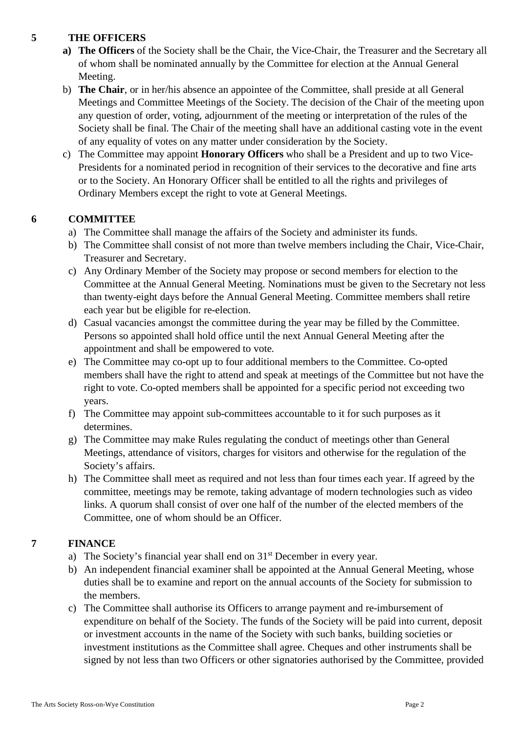## 5 THE OFFICERS

a) **The Officers** of the Society shall be the Chair, the Vice-Chair, the Treasurer and the Secretary all of whom shall be nominated annually by the Committee for election at the Annual General Meeting.

b) **The Chair**, or in her/his absence an appointee of the Committee, shall preside at all General Meetings and Committee Meetings of the Society. The decision of the Chair of the meeting upon any question of order, voting, adjournment of the meeting or interpretation of the rules of the Society shall be final. The Chair of the meeting shall have an additional casting vote in the event of any equality of votes on any matter under consideration by the Society.

c) The Committee may appoint **Honorary Officers** who shall be a President and up to two Vice-Presidents for a nominated period in recognition of their services to the decorative and fine arts or to the Society. An Honorary Officer shall be entitled to all the rights and privileges of Ordinary Members except the right to vote at General Meetings.

## 6 COMMITTEE

a) The Committee shall manage the affairs of the Society and administer its funds.

b) The Committee shall consist of not more than twelve members including the Chair, Vice-Chair, Treasurer and Secretary.

c) Any Ordinary Member of the Society may propose or second members for election to the Committee at the Annual General Meeting. Nominations must be given to the Secretary not less than twenty-eight days before the Annual General Meeting. Committee members shall retire each year but be eligible for re-election.

d) Casual vacancies amongst the committee during the year may be filled by the Committee. Persons so appointed shall hold office until the next Annual General Meeting after the appointment and shall be empowered to vote.

e) The Committee may co-opt up to four additional members to the Committee. Co-opted members shall have the right to attend and speak at meetings of the Committee but not have the right to vote. Co-opted members shall be appointed for a specific period not exceeding two years.

f) The Committee may appoint sub-committees accountable to it for such purposes as it determines.

g) The Committee may make Rules regulating the conduct of meetings other than General Meetings, attendance of visitors, charges for visitors and otherwise for the regulation of the Society's affairs.

h) The Committee shall meet as required and not less than four times each year. If agreed by the committee, meetings may be remote, taking advantage of modern technologies such as video links. A quorum shall consist of over one half of the number of the elected members of the Committee, one of whom should be an Officer.

## 7 FINANCE

a) The Society's financial year shall end on 31st December in every year.

b) An independent financial examiner shall be appointed at the Annual General Meeting, whose duties shall be to examine and report on the annual accounts of the Society for submission to the members.

c) The Committee shall authorise its Officers to arrange payment and re-imbursement of expenditure on behalf of the Society. The funds of the Society will be paid into current, deposit or investment accounts in the name of the Society with such banks, building societies or investment institutions as the Committee shall agree. Cheques and other instruments shall be signed by not less than two Officers or other signatories authorised by the Committee, provided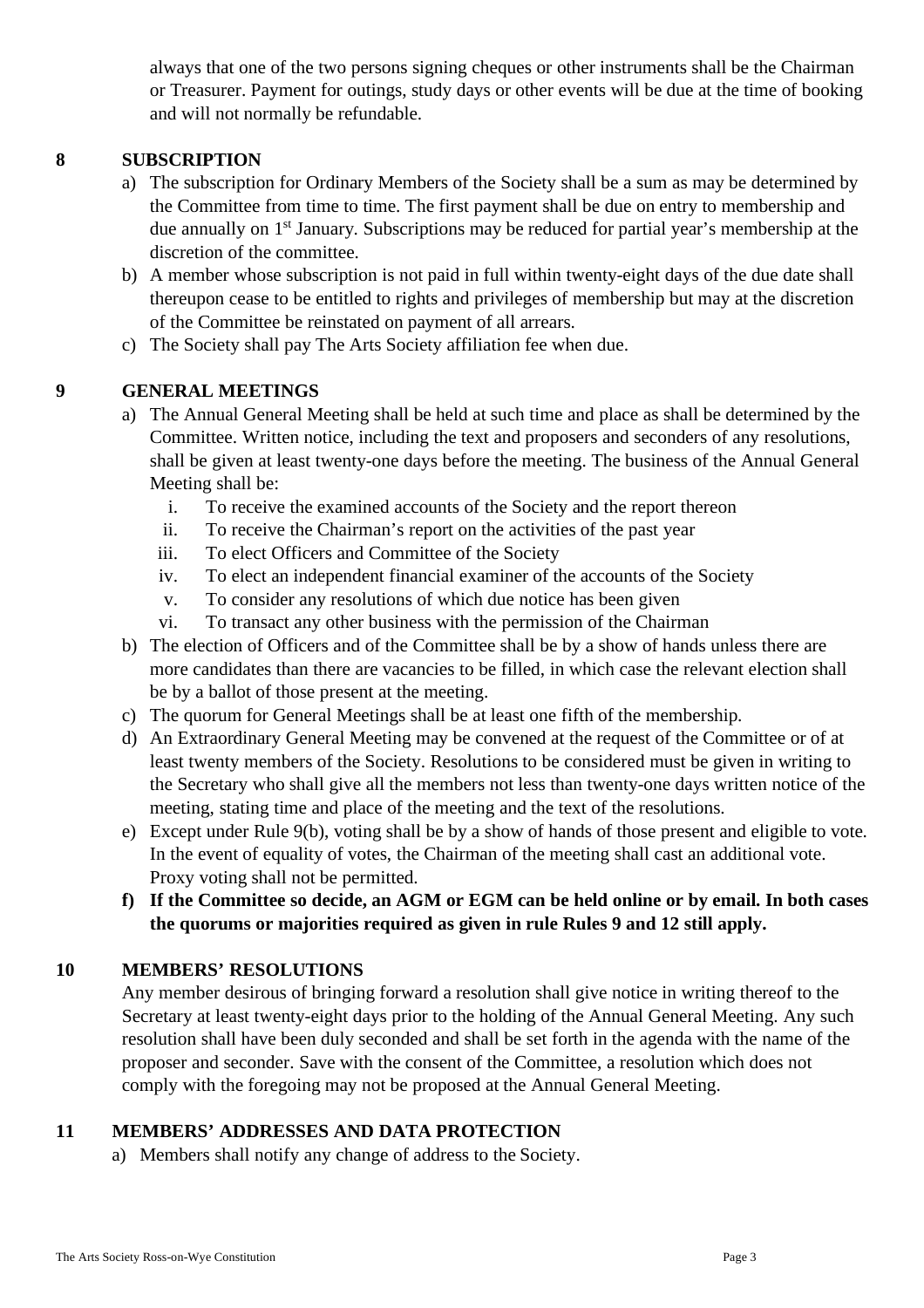always that one of the two persons signing cheques or other instruments shall be the Chairman or Treasurer. Payment for outings, study days or other events will be due at the time of booking and will not normally be refundable.

## 8 SUBSCRIPTION

a) The subscription for Ordinary Members of the Society shall be a sum as may be determined by the Committee from time to time. The first payment shall be due on entry to membership and due annually on 1st January. Subscriptions may be reduced for partial year's membership at the discretion of the committee.

b) A member whose subscription is not paid in full within twenty-eight days of the due date shall thereupon cease to be entitled to rights and privileges of membership but may at the discretion of the Committee be reinstated on payment of all arrears.

c) The Society shall pay The Arts Society affiliation fee when due.

## 9 GENERAL MEETINGS

a) The Annual General Meeting shall be held at such time and place as shall be determined by the Committee. Written notice, including the text and proposers and seconders of any resolutions, shall be given at least twenty-one days before the meeting. The business of the Annual General Meeting shall be:
   i. To receive the examined accounts of the Society and the report thereon
   ii. To receive the Chairman's report on the activities of the past year
   iii. To elect Officers and Committee of the Society
   iv. To elect an independent financial examiner of the accounts of the Society
   v. To consider any resolutions of which due notice has been given
   vi. To transact any other business with the permission of the Chairman

b) The election of Officers and of the Committee shall be by a show of hands unless there are more candidates than there are vacancies to be filled, in which case the relevant election shall be by a ballot of those present at the meeting.

c) The quorum for General Meetings shall be at least one fifth of the membership.

d) An Extraordinary General Meeting may be convened at the request of the Committee or of at least twenty members of the Society. Resolutions to be considered must be given in writing to the Secretary who shall give all the members not less than twenty-one days written notice of the meeting, stating time and place of the meeting and the text of the resolutions.

e) Except under Rule 9(b), voting shall be by a show of hands of those present and eligible to vote. In the event of equality of votes, the Chairman of the meeting shall cast an additional vote. Proxy voting shall not be permitted.

**f) If the Committee so decide, an AGM or EGM can be held online or by email. In both cases the quorums or majorities required as given in rule Rules 9 and 12 still apply.**

## 10 MEMBERS' RESOLUTIONS

Any member desirous of bringing forward a resolution shall give notice in writing thereof to the Secretary at least twenty-eight days prior to the holding of the Annual General Meeting. Any such resolution shall have been duly seconded and shall be set forth in the agenda with the name of the proposer and seconder. Save with the consent of the Committee, a resolution which does not comply with the foregoing may not be proposed at the Annual General Meeting.

## 11 MEMBERS' ADDRESSES AND DATA PROTECTION

a) Members shall notify any change of address to the Society.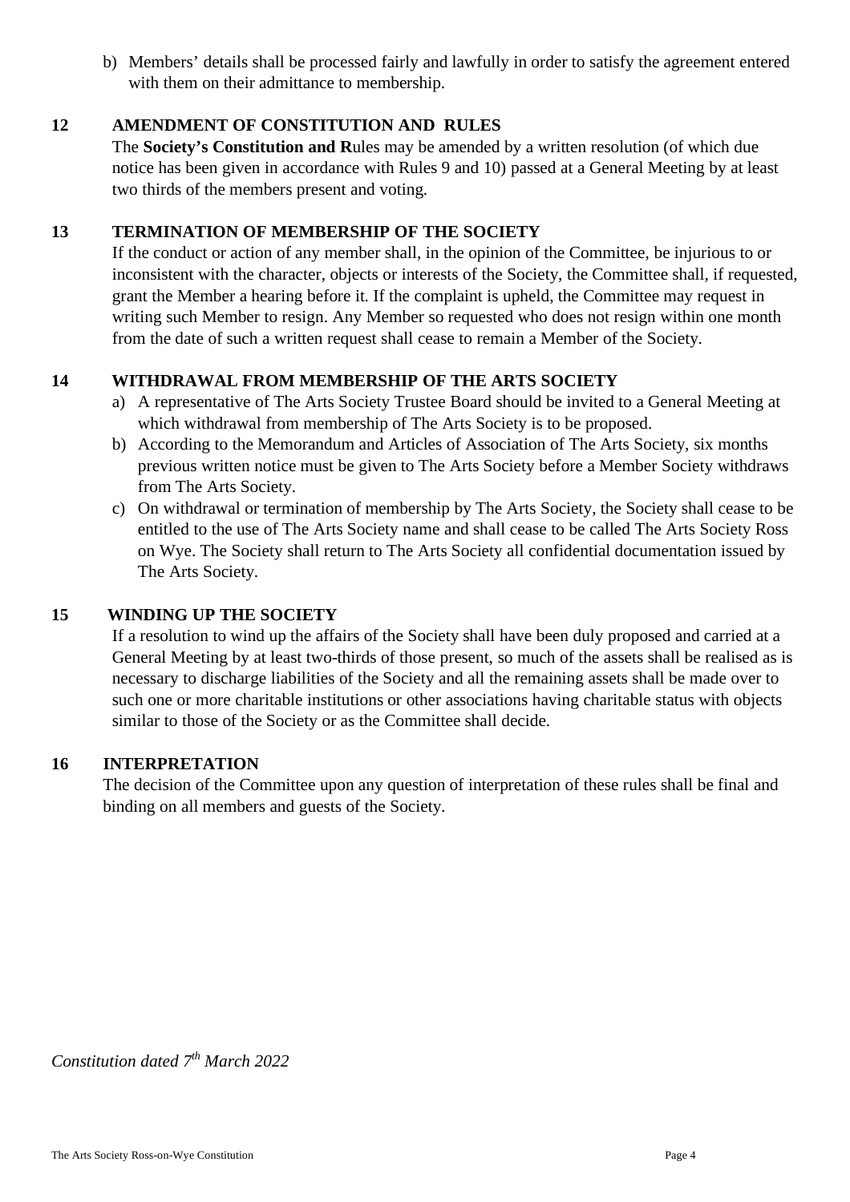b) Members' details shall be processed fairly and lawfully in order to satisfy the agreement entered with them on their admittance to membership.

## 12 AMENDMENT OF CONSTITUTION AND RULES

The **Society's Constitution and R**ules may be amended by a written resolution (of which due notice has been given in accordance with Rules 9 and 10) passed at a General Meeting by at least two thirds of the members present and voting.

## 13 TERMINATION OF MEMBERSHIP OF THE SOCIETY

If the conduct or action of any member shall, in the opinion of the Committee, be injurious to or inconsistent with the character, objects or interests of the Society, the Committee shall, if requested, grant the Member a hearing before it. If the complaint is upheld, the Committee may request in writing such Member to resign. Any Member so requested who does not resign within one month from the date of such a written request shall cease to remain a Member of the Society.

## 14 WITHDRAWAL FROM MEMBERSHIP OF THE ARTS SOCIETY

a) A representative of The Arts Society Trustee Board should be invited to a General Meeting at which withdrawal from membership of The Arts Society is to be proposed.

b) According to the Memorandum and Articles of Association of The Arts Society, six months previous written notice must be given to The Arts Society before a Member Society withdraws from The Arts Society.

c) On withdrawal or termination of membership by The Arts Society, the Society shall cease to be entitled to the use of The Arts Society name and shall cease to be called The Arts Society Ross on Wye. The Society shall return to The Arts Society all confidential documentation issued by The Arts Society.

## 15 WINDING UP THE SOCIETY

If a resolution to wind up the affairs of the Society shall have been duly proposed and carried at a General Meeting by at least two-thirds of those present, so much of the assets shall be realised as is necessary to discharge liabilities of the Society and all the remaining assets shall be made over to such one or more charitable institutions or other associations having charitable status with objects similar to those of the Society or as the Committee shall decide.

## 16 INTERPRETATION

The decision of the Committee upon any question of interpretation of these rules shall be final and binding on all members and guests of the Society.

*Constitution dated 7th March 2022*